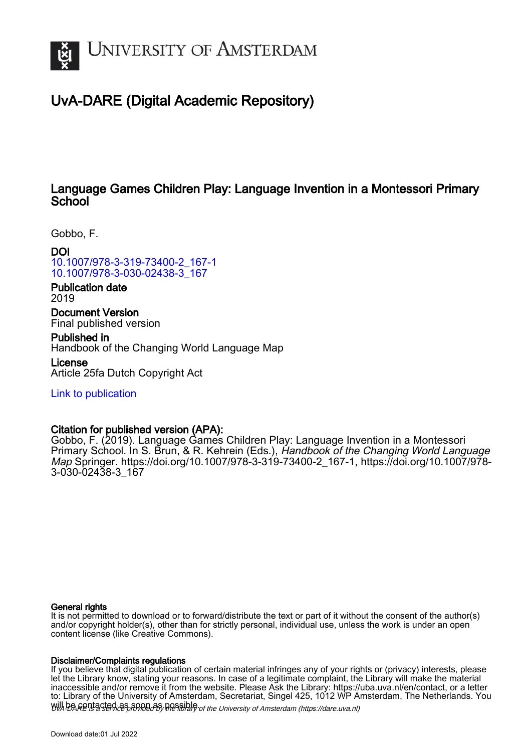# University of Amsterdam

## UvA-DARE (Digital Academic Repository)

### Language Games Children Play: Language Invention in a Montessori Primary School

Gobbo, F.

**DOI**
10.1007/978-3-319-73400-2_167-1
10.1007/978-3-030-02438-3_167

**Publication date**
2019

**Document Version**
Final published version

**Published in**
Handbook of the Changing World Language Map

**License**
Article 25fa Dutch Copyright Act

Link to publication

**Citation for published version (APA):**
Gobbo, F. (2019). Language Games Children Play: Language Invention in a Montessori Primary School. In S. Brun, & R. Kehrein (Eds.), *Handbook of the Changing World Language Map* Springer. https://doi.org/10.1007/978-3-319-73400-2_167-1, https://doi.org/10.1007/978-3-030-02438-3_167

**General rights**
It is not permitted to download or to forward/distribute the text or part of it without the consent of the author(s) and/or copyright holder(s), other than for strictly personal, individual use, unless the work is under an open content license (like Creative Commons).

**Disclaimer/Complaints regulations**
If you believe that digital publication of certain material infringes any of your rights or (privacy) interests, please let the Library know, stating your reasons. In case of a legitimate complaint, the Library will make the material inaccessible and/or remove it from the website. Please Ask the Library: https://uba.uva.nl/en/contact, or a letter to: Library of the University of Amsterdam, Secretariat, Singel 425, 1012 WP Amsterdam, The Netherlands. You will be contacted as soon as possible.

*UvA-DARE is a service provided by the library of the University of Amsterdam (https://dare.uva.nl)*

Download date:01 Jul 2022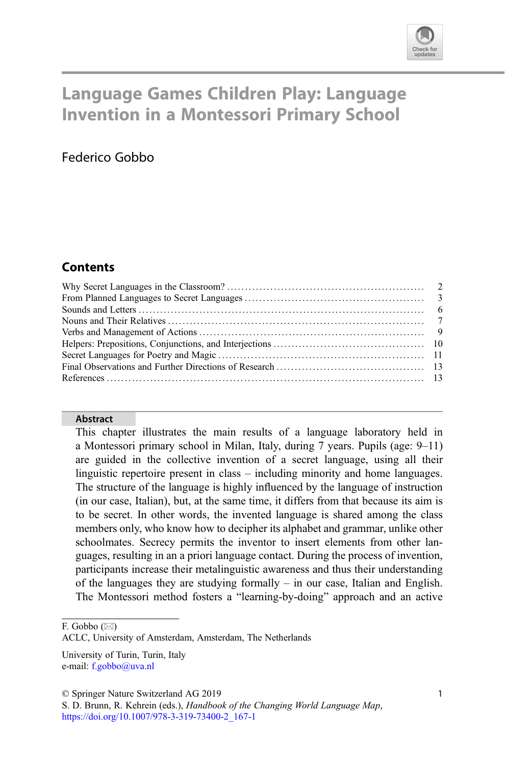# Language Games Children Play: Language Invention in a Montessori Primary School

Federico Gobbo

## Contents

Why Secret Languages in the Classroom? .......... 2
From Planned Languages to Secret Languages .......... 3
Sounds and Letters .......... 6
Nouns and Their Relatives .......... 7
Verbs and Management of Actions .......... 9
Helpers: Prepositions, Conjunctions, and Interjections .......... 10
Secret Languages for Poetry and Magic .......... 11
Final Observations and Further Directions of Research .......... 13
References .......... 13

### Abstract

This chapter illustrates the main results of a language laboratory held in a Montessori primary school in Milan, Italy, during 7 years. Pupils (age: 9–11) are guided in the collective invention of a secret language, using all their linguistic repertoire present in class – including minority and home languages. The structure of the language is highly influenced by the language of instruction (in our case, Italian), but, at the same time, it differs from that because its aim is to be secret. In other words, the invented language is shared among the class members only, who know how to decipher its alphabet and grammar, unlike other schoolmates. Secrecy permits the inventor to insert elements from other languages, resulting in an a priori language contact. During the process of invention, participants increase their metalinguistic awareness and thus their understanding of the languages they are studying formally – in our case, Italian and English. The Montessori method fosters a "learning-by-doing" approach and an active

F. Gobbo (✉)
ACLC, University of Amsterdam, Amsterdam, The Netherlands

University of Turin, Turin, Italy
e-mail: f.gobbo@uva.nl

© Springer Nature Switzerland AG 2019
S. D. Brunn, R. Kehrein (eds.), *Handbook of the Changing World Language Map*,
https://doi.org/10.1007/978-3-319-73400-2_167-1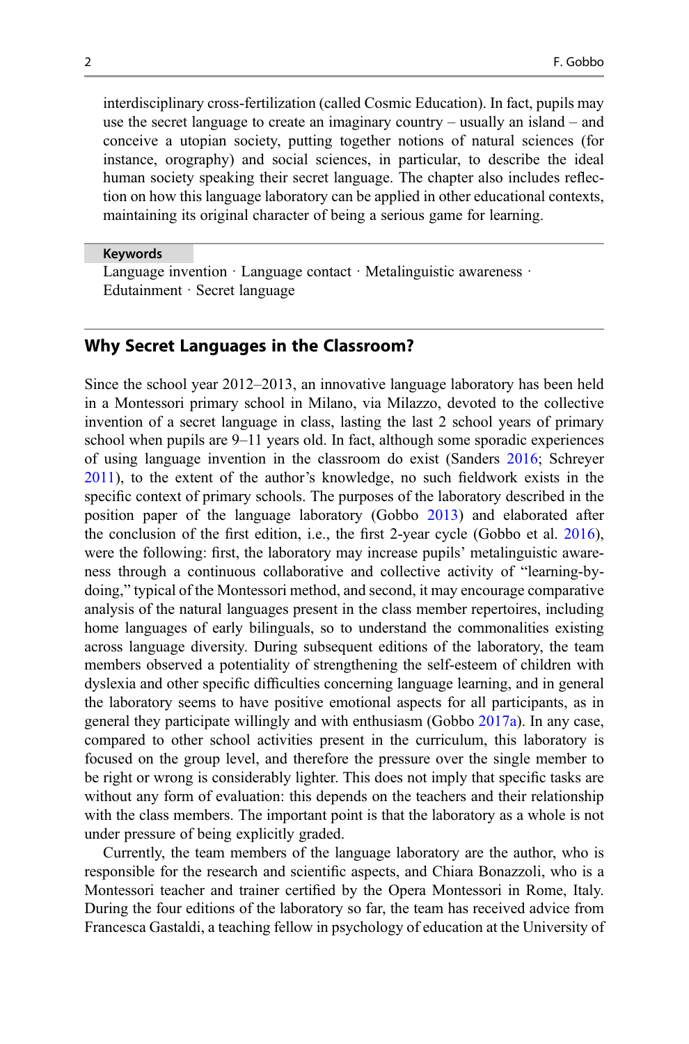interdisciplinary cross-fertilization (called Cosmic Education). In fact, pupils may use the secret language to create an imaginary country – usually an island – and conceive a utopian society, putting together notions of natural sciences (for instance, orography) and social sciences, in particular, to describe the ideal human society speaking their secret language. The chapter also includes reflection on how this language laboratory can be applied in other educational contexts, maintaining its original character of being a serious game for learning.

**Keywords**

Language invention · Language contact · Metalinguistic awareness · Edutainment · Secret language

## Why Secret Languages in the Classroom?

Since the school year 2012–2013, an innovative language laboratory has been held in a Montessori primary school in Milano, via Milazzo, devoted to the collective invention of a secret language in class, lasting the last 2 school years of primary school when pupils are 9–11 years old. In fact, although some sporadic experiences of using language invention in the classroom do exist (Sanders 2016; Schreyer 2011), to the extent of the author's knowledge, no such fieldwork exists in the specific context of primary schools. The purposes of the laboratory described in the position paper of the language laboratory (Gobbo 2013) and elaborated after the conclusion of the first edition, i.e., the first 2-year cycle (Gobbo et al. 2016), were the following: first, the laboratory may increase pupils' metalinguistic awareness through a continuous collaborative and collective activity of "learning-by-doing," typical of the Montessori method, and second, it may encourage comparative analysis of the natural languages present in the class member repertoires, including home languages of early bilinguals, so to understand the commonalities existing across language diversity. During subsequent editions of the laboratory, the team members observed a potentiality of strengthening the self-esteem of children with dyslexia and other specific difficulties concerning language learning, and in general the laboratory seems to have positive emotional aspects for all participants, as in general they participate willingly and with enthusiasm (Gobbo 2017a). In any case, compared to other school activities present in the curriculum, this laboratory is focused on the group level, and therefore the pressure over the single member to be right or wrong is considerably lighter. This does not imply that specific tasks are without any form of evaluation: this depends on the teachers and their relationship with the class members. The important point is that the laboratory as a whole is not under pressure of being explicitly graded.

Currently, the team members of the language laboratory are the author, who is responsible for the research and scientific aspects, and Chiara Bonazzoli, who is a Montessori teacher and trainer certified by the Opera Montessori in Rome, Italy. During the four editions of the laboratory so far, the team has received advice from Francesca Gastaldi, a teaching fellow in psychology of education at the University of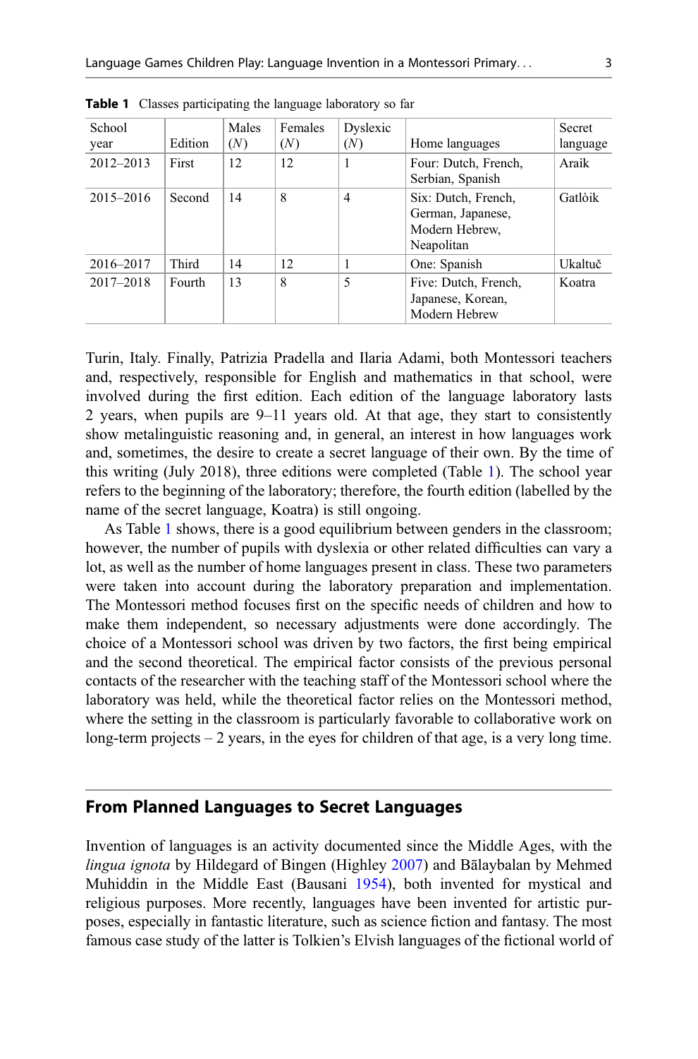**Table 1** Classes participating the language laboratory so far

| School year | Edition | Males (*N*) | Females (*N*) | Dyslexic (*N*) | Home languages | Secret language |
|---|---|---|---|---|---|---|
| 2012–2013 | First | 12 | 12 | 1 | Four: Dutch, French, Serbian, Spanish | Araìk |
| 2015–2016 | Second | 14 | 8 | 4 | Six: Dutch, French, German, Japanese, Modern Hebrew, Neapolitan | Gatlòik |
| 2016–2017 | Third | 14 | 12 | 1 | One: Spanish | Ukaltuč |
| 2017–2018 | Fourth | 13 | 8 | 5 | Five: Dutch, French, Japanese, Korean, Modern Hebrew | Koatra |

Turin, Italy. Finally, Patrizia Pradella and Ilaria Adami, both Montessori teachers and, respectively, responsible for English and mathematics in that school, were involved during the first edition. Each edition of the language laboratory lasts 2 years, when pupils are 9–11 years old. At that age, they start to consistently show metalinguistic reasoning and, in general, an interest in how languages work and, sometimes, the desire to create a secret language of their own. By the time of this writing (July 2018), three editions were completed (Table 1). The school year refers to the beginning of the laboratory; therefore, the fourth edition (labelled by the name of the secret language, Koatra) is still ongoing.

As Table 1 shows, there is a good equilibrium between genders in the classroom; however, the number of pupils with dyslexia or other related difficulties can vary a lot, as well as the number of home languages present in class. These two parameters were taken into account during the laboratory preparation and implementation. The Montessori method focuses first on the specific needs of children and how to make them independent, so necessary adjustments were done accordingly. The choice of a Montessori school was driven by two factors, the first being empirical and the second theoretical. The empirical factor consists of the previous personal contacts of the researcher with the teaching staff of the Montessori school where the laboratory was held, while the theoretical factor relies on the Montessori method, where the setting in the classroom is particularly favorable to collaborative work on long-term projects – 2 years, in the eyes for children of that age, is a very long time.

## From Planned Languages to Secret Languages

Invention of languages is an activity documented since the Middle Ages, with the *lingua ignota* by Hildegard of Bingen (Highley 2007) and Bālaybalan by Mehmed Muhiddin in the Middle East (Bausani 1954), both invented for mystical and religious purposes. More recently, languages have been invented for artistic purposes, especially in fantastic literature, such as science fiction and fantasy. The most famous case study of the latter is Tolkien's Elvish languages of the fictional world of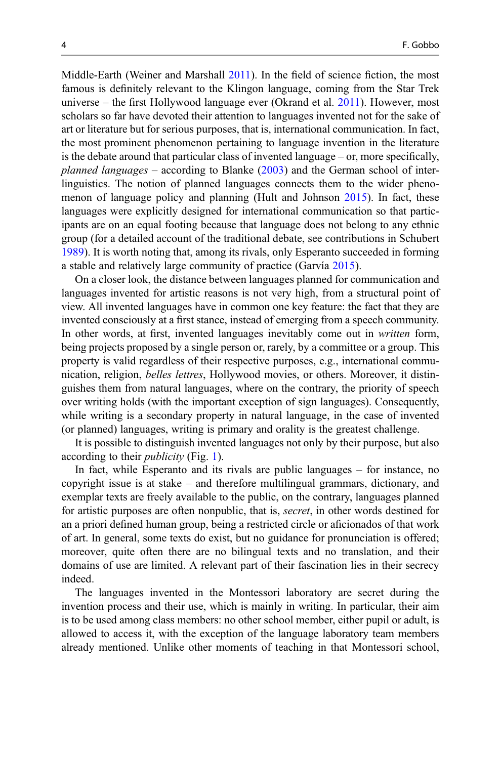Middle-Earth (Weiner and Marshall 2011). In the field of science fiction, the most famous is definitely relevant to the Klingon language, coming from the Star Trek universe – the first Hollywood language ever (Okrand et al. 2011). However, most scholars so far have devoted their attention to languages invented not for the sake of art or literature but for serious purposes, that is, international communication. In fact, the most prominent phenomenon pertaining to language invention in the literature is the debate around that particular class of invented language – or, more specifically, *planned languages* – according to Blanke (2003) and the German school of interlinguistics. The notion of planned languages connects them to the wider phenomenon of language policy and planning (Hult and Johnson 2015). In fact, these languages were explicitly designed for international communication so that participants are on an equal footing because that language does not belong to any ethnic group (for a detailed account of the traditional debate, see contributions in Schubert 1989). It is worth noting that, among its rivals, only Esperanto succeeded in forming a stable and relatively large community of practice (Garvía 2015).

On a closer look, the distance between languages planned for communication and languages invented for artistic reasons is not very high, from a structural point of view. All invented languages have in common one key feature: the fact that they are invented consciously at a first stance, instead of emerging from a speech community. In other words, at first, invented languages inevitably come out in *written* form, being projects proposed by a single person or, rarely, by a committee or a group. This property is valid regardless of their respective purposes, e.g., international communication, religion, *belles lettres*, Hollywood movies, or others. Moreover, it distinguishes them from natural languages, where on the contrary, the priority of speech over writing holds (with the important exception of sign languages). Consequently, while writing is a secondary property in natural language, in the case of invented (or planned) languages, writing is primary and orality is the greatest challenge.

It is possible to distinguish invented languages not only by their purpose, but also according to their *publicity* (Fig. 1).

In fact, while Esperanto and its rivals are public languages – for instance, no copyright issue is at stake – and therefore multilingual grammars, dictionary, and exemplar texts are freely available to the public, on the contrary, languages planned for artistic purposes are often nonpublic, that is, *secret*, in other words destined for an a priori defined human group, being a restricted circle or aficionados of that work of art. In general, some texts do exist, but no guidance for pronunciation is offered; moreover, quite often there are no bilingual texts and no translation, and their domains of use are limited. A relevant part of their fascination lies in their secrecy indeed.

The languages invented in the Montessori laboratory are secret during the invention process and their use, which is mainly in writing. In particular, their aim is to be used among class members: no other school member, either pupil or adult, is allowed to access it, with the exception of the language laboratory team members already mentioned. Unlike other moments of teaching in that Montessori school,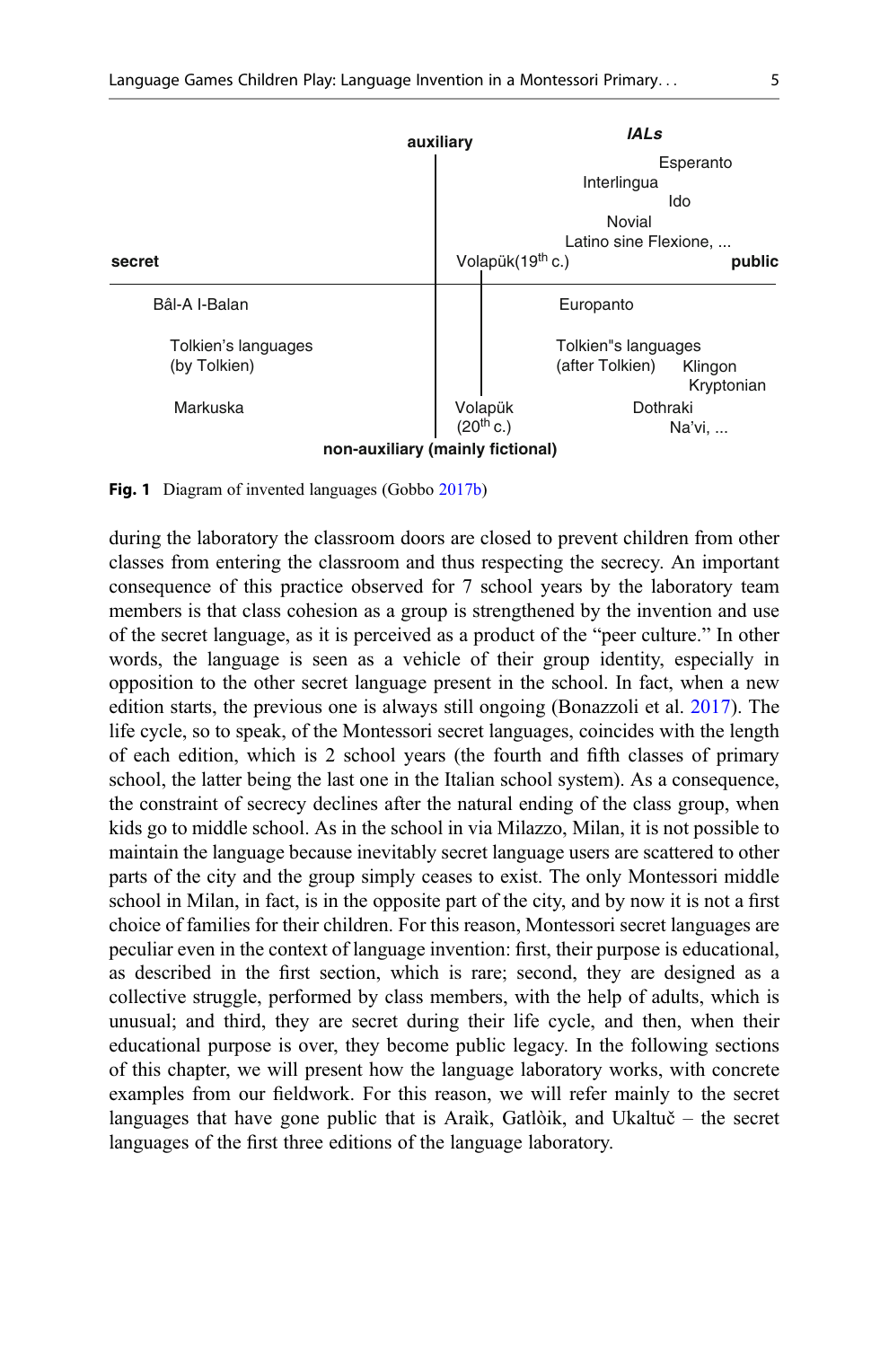auxiliary

*IALs*

Esperanto

Interlingua

Ido

Novial

Latino sine Flexione, ...

**secret** Volapük(19th c.) **public**

Bâl-A I-Balan

Europanto

Tolkien's languages (by Tolkien)

Tolkien"s languages (after Tolkien)

Klingon

Kryptonian

Markuska

Volapük (20th c.)

Dothraki

Na'vi, ...

**non-auxiliary (mainly fictional)**

**Fig. 1** Diagram of invented languages (Gobbo 2017b)

during the laboratory the classroom doors are closed to prevent children from other classes from entering the classroom and thus respecting the secrecy. An important consequence of this practice observed for 7 school years by the laboratory team members is that class cohesion as a group is strengthened by the invention and use of the secret language, as it is perceived as a product of the "peer culture." In other words, the language is seen as a vehicle of their group identity, especially in opposition to the other secret language present in the school. In fact, when a new edition starts, the previous one is always still ongoing (Bonazzoli et al. 2017). The life cycle, so to speak, of the Montessori secret languages, coincides with the length of each edition, which is 2 school years (the fourth and fifth classes of primary school, the latter being the last one in the Italian school system). As a consequence, the constraint of secrecy declines after the natural ending of the class group, when kids go to middle school. As in the school in via Milazzo, Milan, it is not possible to maintain the language because inevitably secret language users are scattered to other parts of the city and the group simply ceases to exist. The only Montessori middle school in Milan, in fact, is in the opposite part of the city, and by now it is not a first choice of families for their children. For this reason, Montessori secret languages are peculiar even in the context of language invention: first, their purpose is educational, as described in the first section, which is rare; second, they are designed as a collective struggle, performed by class members, with the help of adults, which is unusual; and third, they are secret during their life cycle, and then, when their educational purpose is over, they become public legacy. In the following sections of this chapter, we will present how the language laboratory works, with concrete examples from our fieldwork. For this reason, we will refer mainly to the secret languages that have gone public that is Araìk, Gatlòik, and Ukaltuč – the secret languages of the first three editions of the language laboratory.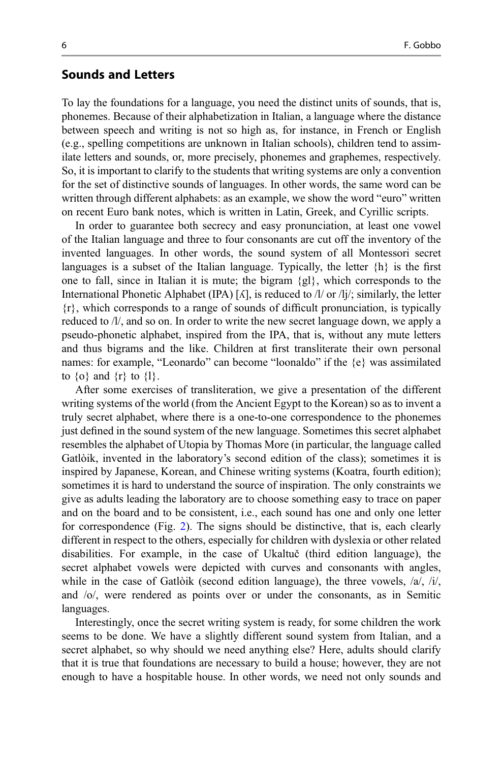## Sounds and Letters

To lay the foundations for a language, you need the distinct units of sounds, that is, phonemes. Because of their alphabetization in Italian, a language where the distance between speech and writing is not so high as, for instance, in French or English (e.g., spelling competitions are unknown in Italian schools), children tend to assimilate letters and sounds, or, more precisely, phonemes and graphemes, respectively. So, it is important to clarify to the students that writing systems are only a convention for the set of distinctive sounds of languages. In other words, the same word can be written through different alphabets: as an example, we show the word "euro" written on recent Euro bank notes, which is written in Latin, Greek, and Cyrillic scripts.

In order to guarantee both secrecy and easy pronunciation, at least one vowel of the Italian language and three to four consonants are cut off the inventory of the invented languages. In other words, the sound system of all Montessori secret languages is a subset of the Italian language. Typically, the letter {h} is the first one to fall, since in Italian it is mute; the bigram {gl}, which corresponds to the International Phonetic Alphabet (IPA) [ʎ], is reduced to /l/ or /lj/; similarly, the letter {r}, which corresponds to a range of sounds of difficult pronunciation, is typically reduced to /l/, and so on. In order to write the new secret language down, we apply a pseudo-phonetic alphabet, inspired from the IPA, that is, without any mute letters and thus bigrams and the like. Children at first transliterate their own personal names: for example, "Leonardo" can become "loonaldo" if the {e} was assimilated to {o} and {r} to {l}.

After some exercises of transliteration, we give a presentation of the different writing systems of the world (from the Ancient Egypt to the Korean) so as to invent a truly secret alphabet, where there is a one-to-one correspondence to the phonemes just defined in the sound system of the new language. Sometimes this secret alphabet resembles the alphabet of Utopia by Thomas More (in particular, the language called Gatlòik, invented in the laboratory's second edition of the class); sometimes it is inspired by Japanese, Korean, and Chinese writing systems (Koatra, fourth edition); sometimes it is hard to understand the source of inspiration. The only constraints we give as adults leading the laboratory are to choose something easy to trace on paper and on the board and to be consistent, i.e., each sound has one and only one letter for correspondence (Fig. 2). The signs should be distinctive, that is, each clearly different in respect to the others, especially for children with dyslexia or other related disabilities. For example, in the case of Ukaltuč (third edition language), the secret alphabet vowels were depicted with curves and consonants with angles, while in the case of Gatlòik (second edition language), the three vowels, /a/, /i/, and /o/, were rendered as points over or under the consonants, as in Semitic languages.

Interestingly, once the secret writing system is ready, for some children the work seems to be done. We have a slightly different sound system from Italian, and a secret alphabet, so why should we need anything else? Here, adults should clarify that it is true that foundations are necessary to build a house; however, they are not enough to have a hospitable house. In other words, we need not only sounds and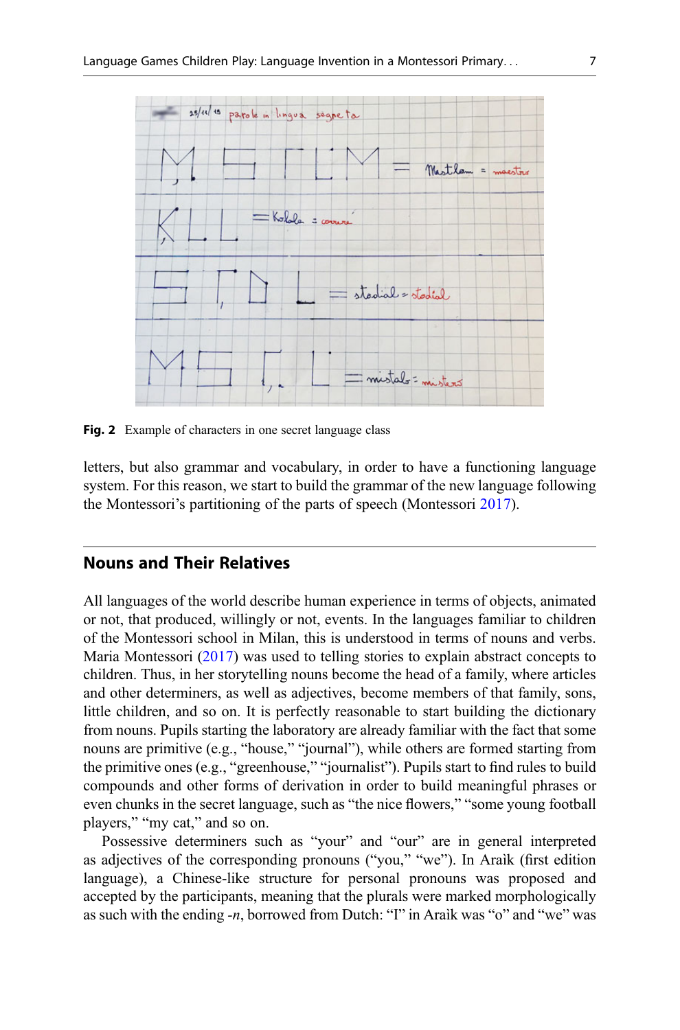Fig. 2 Example of characters in one secret language class

letters, but also grammar and vocabulary, in order to have a functioning language system. For this reason, we start to build the grammar of the new language following the Montessori's partitioning of the parts of speech (Montessori 2017).

## Nouns and Their Relatives

All languages of the world describe human experience in terms of objects, animated or not, that produced, willingly or not, events. In the languages familiar to children of the Montessori school in Milan, this is understood in terms of nouns and verbs. Maria Montessori (2017) was used to telling stories to explain abstract concepts to children. Thus, in her storytelling nouns become the head of a family, where articles and other determiners, as well as adjectives, become members of that family, sons, little children, and so on. It is perfectly reasonable to start building the dictionary from nouns. Pupils starting the laboratory are already familiar with the fact that some nouns are primitive (e.g., "house," "journal"), while others are formed starting from the primitive ones (e.g., "greenhouse," "journalist"). Pupils start to find rules to build compounds and other forms of derivation in order to build meaningful phrases or even chunks in the secret language, such as "the nice flowers," "some young football players," "my cat," and so on.

Possessive determiners such as "your" and "our" are in general interpreted as adjectives of the corresponding pronouns ("you," "we"). In Araìk (first edition language), a Chinese-like structure for personal pronouns was proposed and accepted by the participants, meaning that the plurals were marked morphologically as such with the ending *-n*, borrowed from Dutch: "I" in Araìk was "o" and "we" was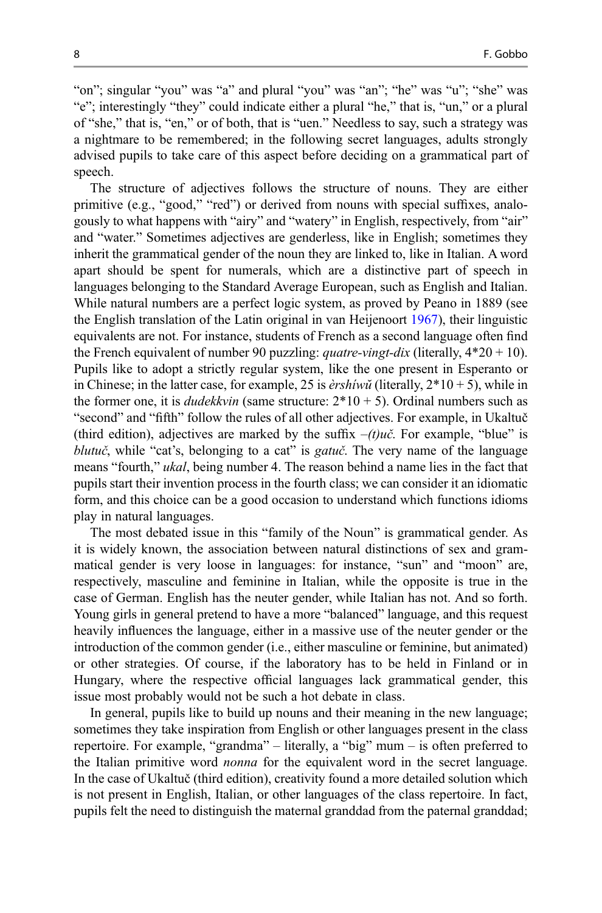"on"; singular "you" was "a" and plural "you" was "an"; "he" was "u"; "she" was "e"; interestingly "they" could indicate either a plural "he," that is, "un," or a plural of "she," that is, "en," or of both, that is "uen." Needless to say, such a strategy was a nightmare to be remembered; in the following secret languages, adults strongly advised pupils to take care of this aspect before deciding on a grammatical part of speech.

The structure of adjectives follows the structure of nouns. They are either primitive (e.g., "good," "red") or derived from nouns with special suffixes, analogously to what happens with "airy" and "watery" in English, respectively, from "air" and "water." Sometimes adjectives are genderless, like in English; sometimes they inherit the grammatical gender of the noun they are linked to, like in Italian. A word apart should be spent for numerals, which are a distinctive part of speech in languages belonging to the Standard Average European, such as English and Italian. While natural numbers are a perfect logic system, as proved by Peano in 1889 (see the English translation of the Latin original in van Heijenoort 1967), their linguistic equivalents are not. For instance, students of French as a second language often find the French equivalent of number 90 puzzling: *quatre-vingt-dix* (literally, $4*20 + 10$). Pupils like to adopt a strictly regular system, like the one present in Esperanto or in Chinese; in the latter case, for example, 25 is *èrshíwǔ* (literally, $2*10 + 5$), while in the former one, it is *dudekkvin* (same structure: $2*10 + 5$). Ordinal numbers such as "second" and "fifth" follow the rules of all other adjectives. For example, in Ukaltuč (third edition), adjectives are marked by the suffix *–(t)uč*. For example, "blue" is *blutuč*, while "cat's, belonging to a cat" is *gatuč*. The very name of the language means "fourth," *ukal*, being number 4. The reason behind a name lies in the fact that pupils start their invention process in the fourth class; we can consider it an idiomatic form, and this choice can be a good occasion to understand which functions idioms play in natural languages.

The most debated issue in this "family of the Noun" is grammatical gender. As it is widely known, the association between natural distinctions of sex and grammatical gender is very loose in languages: for instance, "sun" and "moon" are, respectively, masculine and feminine in Italian, while the opposite is true in the case of German. English has the neuter gender, while Italian has not. And so forth. Young girls in general pretend to have a more "balanced" language, and this request heavily influences the language, either in a massive use of the neuter gender or the introduction of the common gender (i.e., either masculine or feminine, but animated) or other strategies. Of course, if the laboratory has to be held in Finland or in Hungary, where the respective official languages lack grammatical gender, this issue most probably would not be such a hot debate in class.

In general, pupils like to build up nouns and their meaning in the new language; sometimes they take inspiration from English or other languages present in the class repertoire. For example, "grandma" – literally, a "big" mum – is often preferred to the Italian primitive word *nonna* for the equivalent word in the secret language. In the case of Ukaltuč (third edition), creativity found a more detailed solution which is not present in English, Italian, or other languages of the class repertoire. In fact, pupils felt the need to distinguish the maternal granddad from the paternal granddad;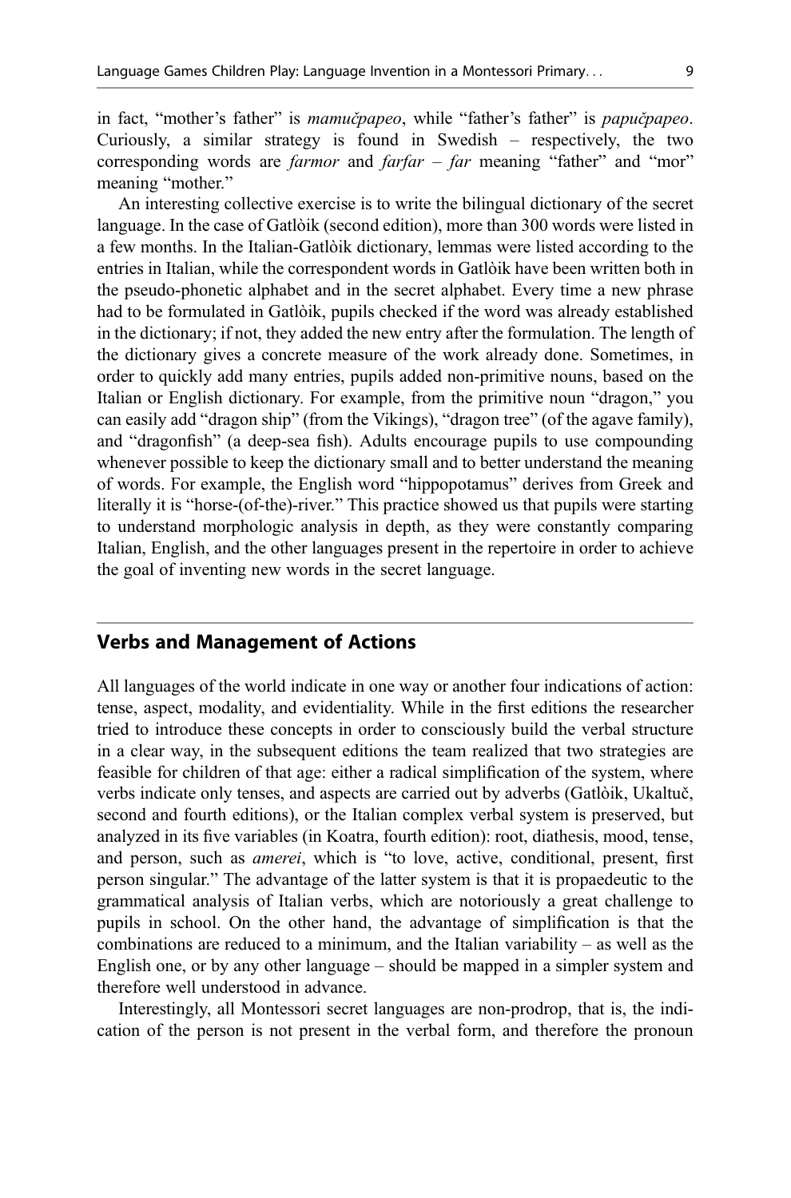in fact, "mother's father" is *mamučpapeo*, while "father's father" is *papučpapeo*. Curiously, a similar strategy is found in Swedish – respectively, the two corresponding words are *farmor* and *farfar* – *far* meaning "father" and "mor" meaning "mother."

An interesting collective exercise is to write the bilingual dictionary of the secret language. In the case of Gatlòik (second edition), more than 300 words were listed in a few months. In the Italian-Gatlòik dictionary, lemmas were listed according to the entries in Italian, while the correspondent words in Gatlòik have been written both in the pseudo-phonetic alphabet and in the secret alphabet. Every time a new phrase had to be formulated in Gatlòik, pupils checked if the word was already established in the dictionary; if not, they added the new entry after the formulation. The length of the dictionary gives a concrete measure of the work already done. Sometimes, in order to quickly add many entries, pupils added non-primitive nouns, based on the Italian or English dictionary. For example, from the primitive noun "dragon," you can easily add "dragon ship" (from the Vikings), "dragon tree" (of the agave family), and "dragonfish" (a deep-sea fish). Adults encourage pupils to use compounding whenever possible to keep the dictionary small and to better understand the meaning of words. For example, the English word "hippopotamus" derives from Greek and literally it is "horse-(of-the)-river." This practice showed us that pupils were starting to understand morphologic analysis in depth, as they were constantly comparing Italian, English, and the other languages present in the repertoire in order to achieve the goal of inventing new words in the secret language.

## Verbs and Management of Actions

All languages of the world indicate in one way or another four indications of action: tense, aspect, modality, and evidentiality. While in the first editions the researcher tried to introduce these concepts in order to consciously build the verbal structure in a clear way, in the subsequent editions the team realized that two strategies are feasible for children of that age: either a radical simplification of the system, where verbs indicate only tenses, and aspects are carried out by adverbs (Gatlòik, Ukaltuč, second and fourth editions), or the Italian complex verbal system is preserved, but analyzed in its five variables (in Koatra, fourth edition): root, diathesis, mood, tense, and person, such as *amerei*, which is "to love, active, conditional, present, first person singular." The advantage of the latter system is that it is propaedeutic to the grammatical analysis of Italian verbs, which are notoriously a great challenge to pupils in school. On the other hand, the advantage of simplification is that the combinations are reduced to a minimum, and the Italian variability – as well as the English one, or by any other language – should be mapped in a simpler system and therefore well understood in advance.

Interestingly, all Montessori secret languages are non-prodrop, that is, the indication of the person is not present in the verbal form, and therefore the pronoun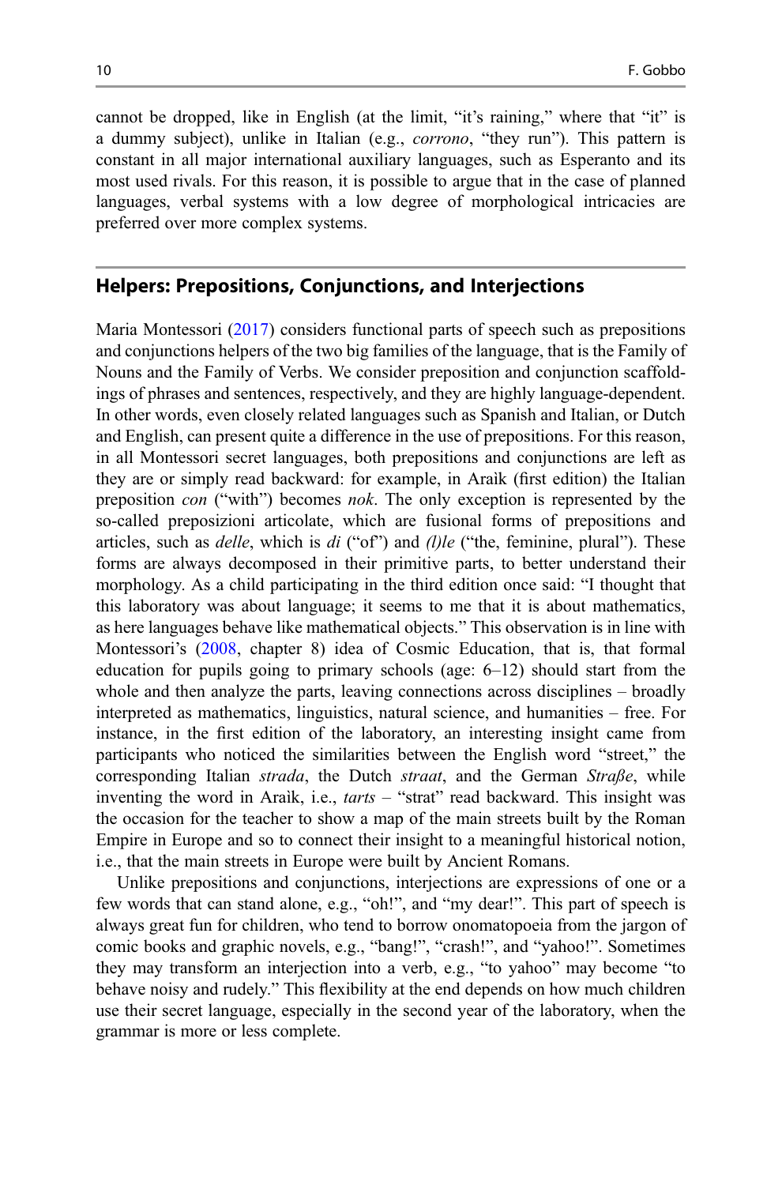cannot be dropped, like in English (at the limit, "it's raining," where that "it" is a dummy subject), unlike in Italian (e.g., *corrono*, "they run"). This pattern is constant in all major international auxiliary languages, such as Esperanto and its most used rivals. For this reason, it is possible to argue that in the case of planned languages, verbal systems with a low degree of morphological intricacies are preferred over more complex systems.

## Helpers: Prepositions, Conjunctions, and Interjections

Maria Montessori (2017) considers functional parts of speech such as prepositions and conjunctions helpers of the two big families of the language, that is the Family of Nouns and the Family of Verbs. We consider preposition and conjunction scaffoldings of phrases and sentences, respectively, and they are highly language-dependent. In other words, even closely related languages such as Spanish and Italian, or Dutch and English, can present quite a difference in the use of prepositions. For this reason, in all Montessori secret languages, both prepositions and conjunctions are left as they are or simply read backward: for example, in Araìk (first edition) the Italian preposition *con* ("with") becomes *nok*. The only exception is represented by the so-called preposizioni articolate, which are fusional forms of prepositions and articles, such as *delle*, which is *di* ("of") and *(l)le* ("the, feminine, plural"). These forms are always decomposed in their primitive parts, to better understand their morphology. As a child participating in the third edition once said: "I thought that this laboratory was about language; it seems to me that it is about mathematics, as here languages behave like mathematical objects." This observation is in line with Montessori's (2008, chapter 8) idea of Cosmic Education, that is, that formal education for pupils going to primary schools (age: 6–12) should start from the whole and then analyze the parts, leaving connections across disciplines – broadly interpreted as mathematics, linguistics, natural science, and humanities – free. For instance, in the first edition of the laboratory, an interesting insight came from participants who noticed the similarities between the English word "street," the corresponding Italian *strada*, the Dutch *straat*, and the German *Straße*, while inventing the word in Araìk, i.e., *tarts* – "strat" read backward. This insight was the occasion for the teacher to show a map of the main streets built by the Roman Empire in Europe and so to connect their insight to a meaningful historical notion, i.e., that the main streets in Europe were built by Ancient Romans.

Unlike prepositions and conjunctions, interjections are expressions of one or a few words that can stand alone, e.g., "oh!", and "my dear!". This part of speech is always great fun for children, who tend to borrow onomatopoeia from the jargon of comic books and graphic novels, e.g., "bang!", "crash!", and "yahoo!". Sometimes they may transform an interjection into a verb, e.g., "to yahoo" may become "to behave noisy and rudely." This flexibility at the end depends on how much children use their secret language, especially in the second year of the laboratory, when the grammar is more or less complete.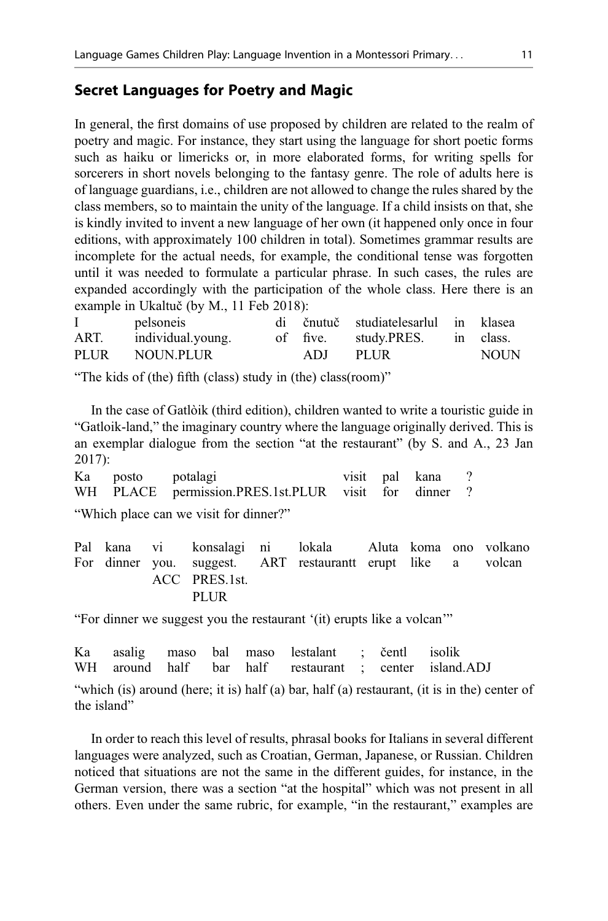## Secret Languages for Poetry and Magic

In general, the first domains of use proposed by children are related to the realm of poetry and magic. For instance, they start using the language for short poetic forms such as haiku or limericks or, in more elaborated forms, for writing spells for sorcerers in short novels belonging to the fantasy genre. The role of adults here is of language guardians, i.e., children are not allowed to change the rules shared by the class members, so to maintain the unity of the language. If a child insists on that, she is kindly invited to invent a new language of her own (it happened only once in four editions, with approximately 100 children in total). Sometimes grammar results are incomplete for the actual needs, for example, the conditional tense was forgotten until it was needed to formulate a particular phrase. In such cases, the rules are expanded accordingly with the participation of the whole class. Here there is an example in Ukaltuč (by M., 11 Feb 2018):

| I | pelsoneis | di | čnutuč | studiatelesarlul | in | klasea |
|---|---|---|---|---|---|---|
| ART. PLUR | individual.young. NOUN.PLUR | of | five. ADJ | study.PRES. PLUR | in | class. NOUN |

"The kids of (the) fifth (class) study in (the) class(room)"

In the case of Gatlòik (third edition), children wanted to write a touristic guide in "Gatloik-land," the imaginary country where the language originally derived. This is an exemplar dialogue from the section "at the restaurant" (by S. and A., 23 Jan 2017):

| Ka | posto | potalagi | visit | pal | kana | ? |
|---|---|---|---|---|---|---|
| WH | PLACE | permission.PRES.1st.PLUR | visit | for | dinner | ? |

"Which place can we visit for dinner?"

| Pal | kana | vi | konsalagi | ni | lokala | Aluta | koma | ono | volkano |
|---|---|---|---|---|---|---|---|---|---|
| For | dinner | you. ACC | suggest. PRES.1st. PLUR | ART | restaurantt | erupt | like | a | volcan |

"For dinner we suggest you the restaurant '(it) erupts like a volcan'"

| Ka | asalig | maso | bal | maso | lestalant | ; | čentl | isolik |
|---|---|---|---|---|---|---|---|---|
| WH | around | half | bar | half | restaurant | ; | center | island.ADJ |

"which (is) around (here; it is) half (a) bar, half (a) restaurant, (it is in the) center of the island"

In order to reach this level of results, phrasal books for Italians in several different languages were analyzed, such as Croatian, German, Japanese, or Russian. Children noticed that situations are not the same in the different guides, for instance, in the German version, there was a section "at the hospital" which was not present in all others. Even under the same rubric, for example, "in the restaurant," examples are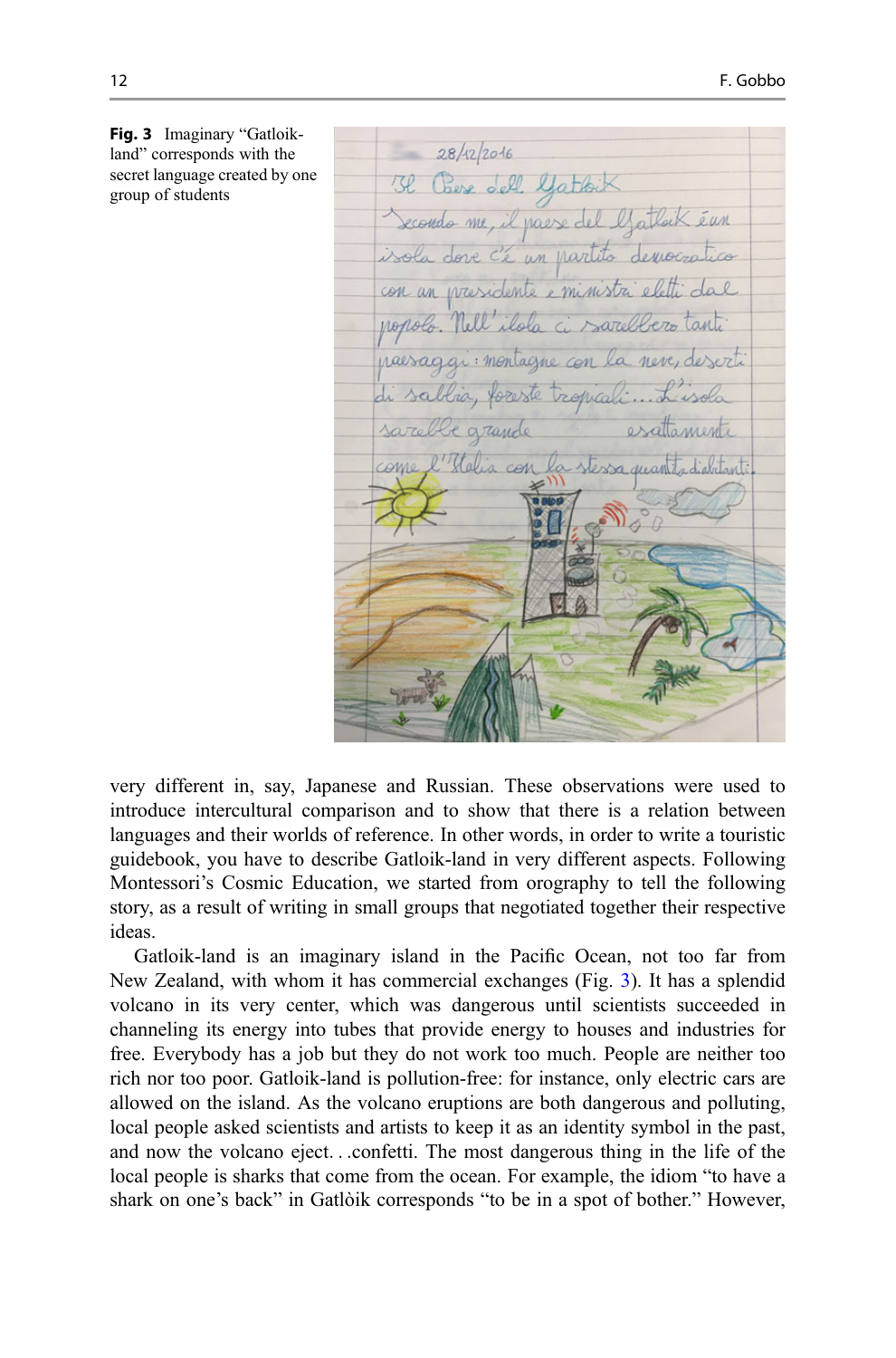**Fig. 3** Imaginary "Gatloik-land" corresponds with the secret language created by one group of students

very different in, say, Japanese and Russian. These observations were used to introduce intercultural comparison and to show that there is a relation between languages and their worlds of reference. In other words, in order to write a touristic guidebook, you have to describe Gatloik-land in very different aspects. Following Montessori's Cosmic Education, we started from orography to tell the following story, as a result of writing in small groups that negotiated together their respective ideas.

Gatloik-land is an imaginary island in the Pacific Ocean, not too far from New Zealand, with whom it has commercial exchanges (Fig. 3). It has a splendid volcano in its very center, which was dangerous until scientists succeeded in channeling its energy into tubes that provide energy to houses and industries for free. Everybody has a job but they do not work too much. People are neither too rich nor too poor. Gatloik-land is pollution-free: for instance, only electric cars are allowed on the island. As the volcano eruptions are both dangerous and polluting, local people asked scientists and artists to keep it as an identity symbol in the past, and now the volcano eject. . .confetti. The most dangerous thing in the life of the local people is sharks that come from the ocean. For example, the idiom "to have a shark on one's back" in Gatlòik corresponds "to be in a spot of bother." However,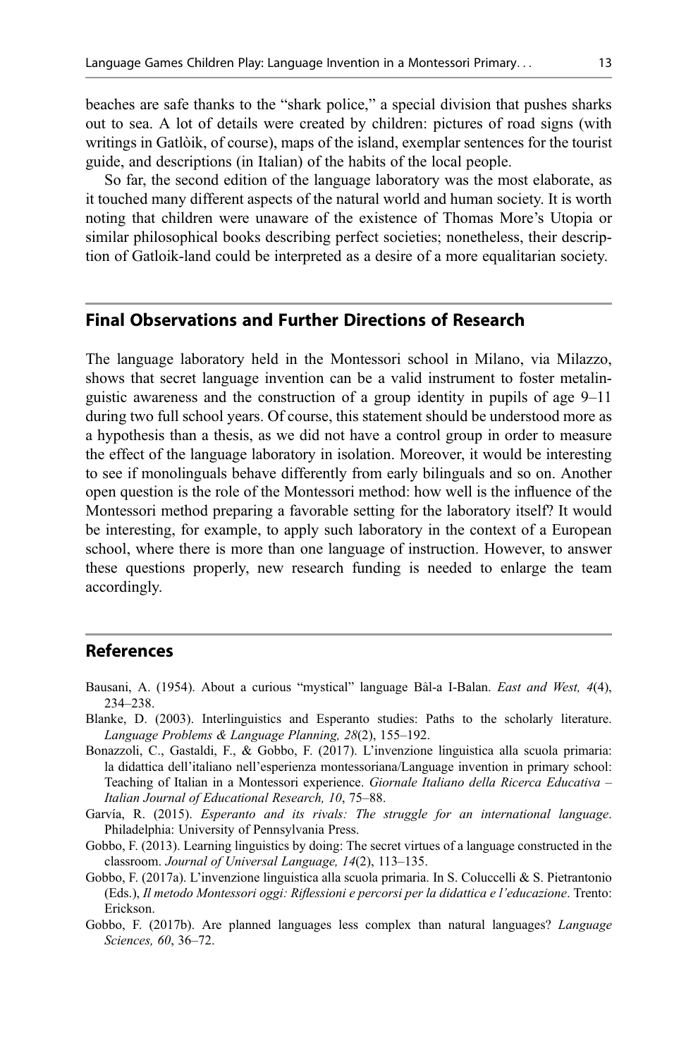beaches are safe thanks to the "shark police," a special division that pushes sharks out to sea. A lot of details were created by children: pictures of road signs (with writings in Gatlòik, of course), maps of the island, exemplar sentences for the tourist guide, and descriptions (in Italian) of the habits of the local people.

So far, the second edition of the language laboratory was the most elaborate, as it touched many different aspects of the natural world and human society. It is worth noting that children were unaware of the existence of Thomas More's Utopia or similar philosophical books describing perfect societies; nonetheless, their description of Gatloik-land could be interpreted as a desire of a more equalitarian society.

## Final Observations and Further Directions of Research

The language laboratory held in the Montessori school in Milano, via Milazzo, shows that secret language invention can be a valid instrument to foster metalinguistic awareness and the construction of a group identity in pupils of age 9–11 during two full school years. Of course, this statement should be understood more as a hypothesis than a thesis, as we did not have a control group in order to measure the effect of the language laboratory in isolation. Moreover, it would be interesting to see if monolinguals behave differently from early bilinguals and so on. Another open question is the role of the Montessori method: how well is the influence of the Montessori method preparing a favorable setting for the laboratory itself? It would be interesting, for example, to apply such laboratory in the context of a European school, where there is more than one language of instruction. However, to answer these questions properly, new research funding is needed to enlarge the team accordingly.

## References

Bausani, A. (1954). About a curious "mystical" language Bâl-a I-Balan. *East and West, 4*(4), 234–238.

Blanke, D. (2003). Interlinguistics and Esperanto studies: Paths to the scholarly literature. *Language Problems & Language Planning, 28*(2), 155–192.

Bonazzoli, C., Gastaldi, F., & Gobbo, F. (2017). L'invenzione linguistica alla scuola primaria: la didattica dell'italiano nell'esperienza montessoriana/Language invention in primary school: Teaching of Italian in a Montessori experience. *Giornale Italiano della Ricerca Educativa – Italian Journal of Educational Research, 10*, 75–88.

Garvía, R. (2015). *Esperanto and its rivals: The struggle for an international language*. Philadelphia: University of Pennsylvania Press.

Gobbo, F. (2013). Learning linguistics by doing: The secret virtues of a language constructed in the classroom. *Journal of Universal Language, 14*(2), 113–135.

Gobbo, F. (2017a). L'invenzione linguistica alla scuola primaria. In S. Coluccelli & S. Pietrantonio (Eds.), *Il metodo Montessori oggi: Riflessioni e percorsi per la didattica e l'educazione*. Trento: Erickson.

Gobbo, F. (2017b). Are planned languages less complex than natural languages? *Language Sciences, 60*, 36–72.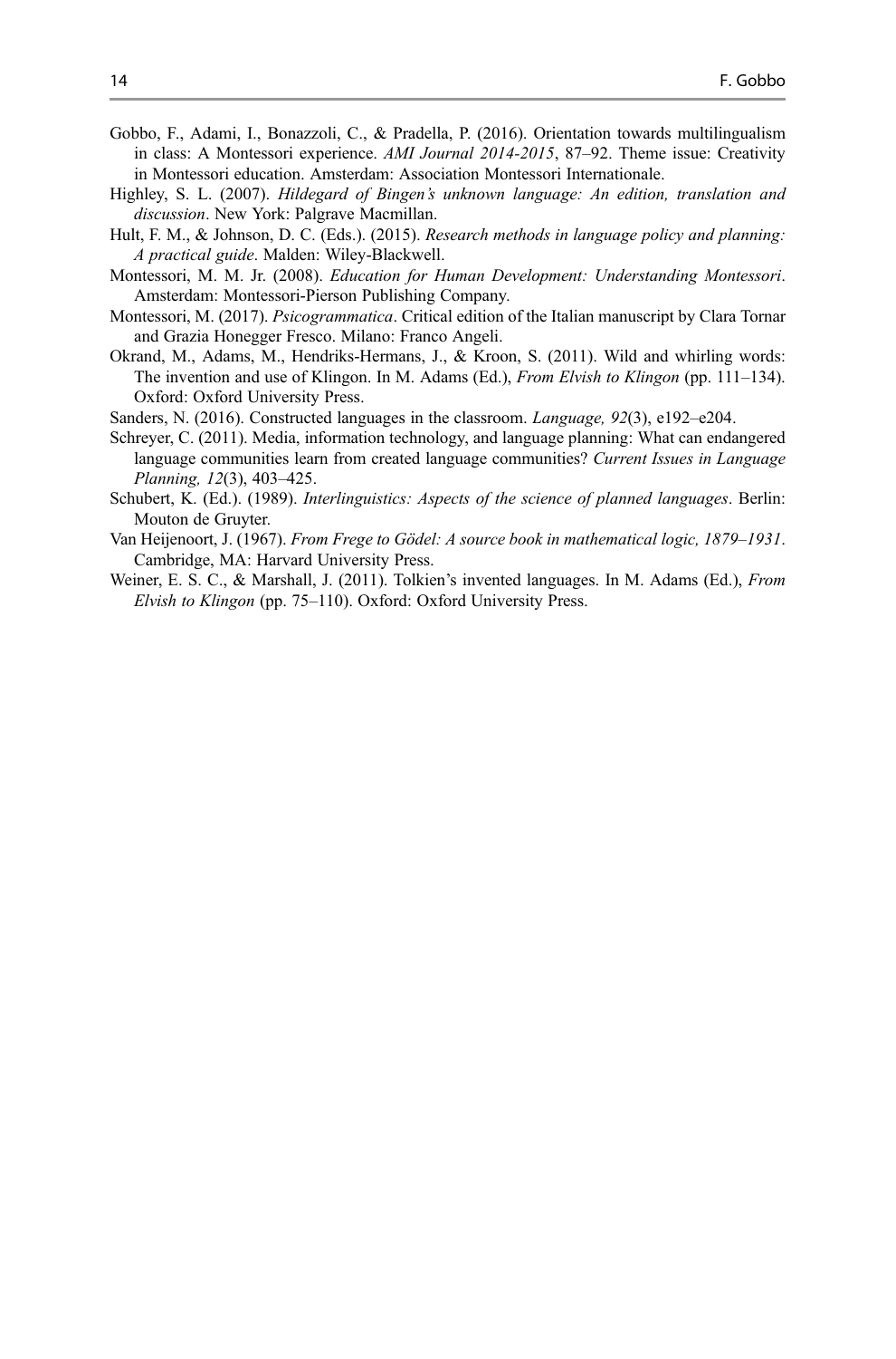Gobbo, F., Adami, I., Bonazzoli, C., & Pradella, P. (2016). Orientation towards multilingualism in class: A Montessori experience. *AMI Journal 2014-2015*, 87–92. Theme issue: Creativity in Montessori education. Amsterdam: Association Montessori Internationale.

Highley, S. L. (2007). *Hildegard of Bingen's unknown language: An edition, translation and discussion*. New York: Palgrave Macmillan.

Hult, F. M., & Johnson, D. C. (Eds.). (2015). *Research methods in language policy and planning: A practical guide*. Malden: Wiley-Blackwell.

Montessori, M. M. Jr. (2008). *Education for Human Development: Understanding Montessori*. Amsterdam: Montessori-Pierson Publishing Company.

Montessori, M. (2017). *Psicogrammatica*. Critical edition of the Italian manuscript by Clara Tornar and Grazia Honegger Fresco. Milano: Franco Angeli.

Okrand, M., Adams, M., Hendriks-Hermans, J., & Kroon, S. (2011). Wild and whirling words: The invention and use of Klingon. In M. Adams (Ed.), *From Elvish to Klingon* (pp. 111–134). Oxford: Oxford University Press.

Sanders, N. (2016). Constructed languages in the classroom. *Language, 92*(3), e192–e204.

Schreyer, C. (2011). Media, information technology, and language planning: What can endangered language communities learn from created language communities? *Current Issues in Language Planning, 12*(3), 403–425.

Schubert, K. (Ed.). (1989). *Interlinguistics: Aspects of the science of planned languages*. Berlin: Mouton de Gruyter.

Van Heijenoort, J. (1967). *From Frege to Gödel: A source book in mathematical logic, 1879–1931*. Cambridge, MA: Harvard University Press.

Weiner, E. S. C., & Marshall, J. (2011). Tolkien's invented languages. In M. Adams (Ed.), *From Elvish to Klingon* (pp. 75–110). Oxford: Oxford University Press.